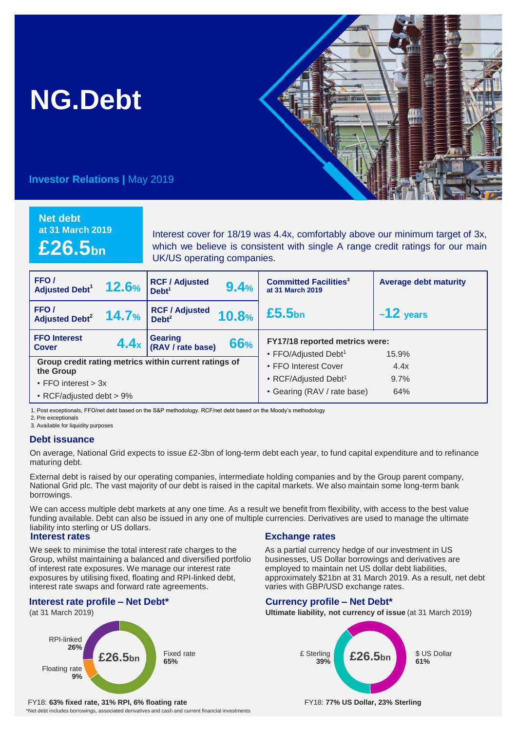# NG.Debt

**Investor Relations |** May 2019

**Net debt at 31 March 2019**

**£26.5bn**

Interest cover for 18/19 was 4.4x, comfortably above our minimum target of 3x, which we believe is consistent with single A range credit ratings for our main UK/US operating companies.

| | | | | | |
|---|---|---|---|---|---|
| FFO / Adjusted Debt[1] | 12.6% | RCF / Adjusted Debt[1] | 9.4% | Committed Facilities[3] at 31 March 2019 | Average debt maturity |
| FFO / Adjusted Debt[2] | 14.7% | RCF / Adjusted Debt[2] | 10.8% | £5.5bn | ~12 years |
| FFO Interest Cover | 4.4x | Gearing (RAV / rate base) | 66% | | |

**Group credit rating metrics within current ratings of the Group**
- FFO interest > 3x
- RCF/adjusted debt > 9%

**FY17/18 reported metrics were:**

| | |
|---|---|
| • FFO/Adjusted Debt[1] | 15.9% |
| • FFO Interest Cover | 4.4x |
| • RCF/Adjusted Debt[1] | 9.7% |
| • Gearing (RAV / rate base) | 64% |

1. Post exceptionals, FFO/net debt based on the S&P methodology. RCF/net debt based on the Moody's methodology
2. Pre exceptionals
3. Available for liquidity purposes

## Debt issuance

On average, National Grid expects to issue £2-3bn of long-term debt each year, to fund capital expenditure and to refinance maturing debt.

External debt is raised by our operating companies, intermediate holding companies and by the Group parent company, National Grid plc. The vast majority of our debt is raised in the capital markets. We also maintain some long-term bank borrowings.

We can access multiple debt markets at any one time. As a result we benefit from flexibility, with access to the best value funding available. Debt can also be issued in any one of multiple currencies. Derivatives are used to manage the ultimate liability into sterling or US dollars.

## Interest rates

We seek to minimise the total interest rate charges to the Group, whilst maintaining a balanced and diversified portfolio of interest rate exposures. We manage our interest rate exposures by utilising fixed, floating and RPI-linked debt, interest rate swaps and forward rate agreements.

### Interest rate profile – Net Debt*

(at 31 March 2019)

RPI-linked **26%**
Floating rate **9%**
£26.5bn
Fixed rate **65%**

FY18: **63% fixed rate, 31% RPI, 6% floating rate**

*Net debt includes borrowings, associated derivatives and cash and current financial investments

## Exchange rates

As a partial currency hedge of our investment in US businesses, US Dollar borrowings and derivatives are employed to maintain net US dollar debt liabilities, approximately $21bn at 31 March 2019. As a result, net debt varies with GBP/USD exchange rates.

### Currency profile – Net Debt*

**Ultimate liability, not currency of issue** (at 31 March 2019)

£ Sterling **39%**
£26.5bn
$ US Dollar **61%**

FY18: **77% US Dollar, 23% Sterling**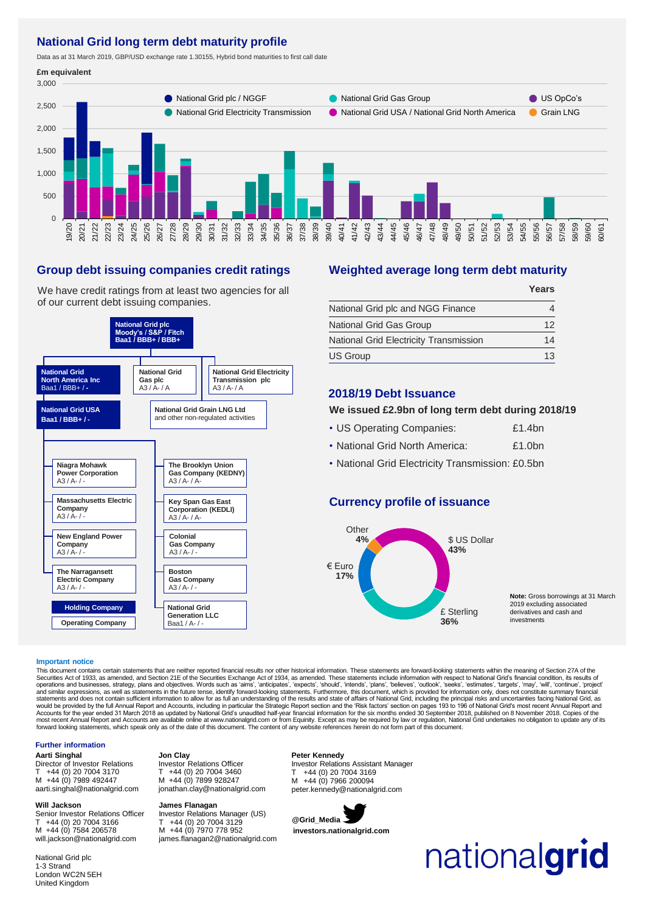## National Grid long term debt maturity profile

Data as at 31 March 2019, GBP/USD exchange rate 1.30155, Hybrid bond maturities to first call date

£m equivalent

3,000
2,500
2,000
1,500
1,000
500
0

National Grid plc / NGGF
National Grid Electricity Transmission
National Grid Gas Group
National Grid USA / National Grid North America
US OpCo's
Grain LNG

19/20 20/21 21/22 22/23 23/24 24/25 25/26 26/27 27/28 28/29 29/30 30/31 31/32 32/33 33/34 34/35 35/36 36/37 37/38 38/39 39/40 40/41 41/42 42/43 43/44 44/45 45/46 46/47 47/48 48/49 49/50 50/51 51/52 52/53 53/54 54/55 55/56 56/57 57/58 58/59 59/60 60/61

## Group debt issuing companies credit ratings

We have credit ratings from at least two agencies for all of our current debt issuing companies.

**National Grid plc**
**Moody's / S&P / Fitch**
**Baa1 / BBB+ / BBB+**

**National Grid North America Inc**
Baa1 / BBB+ / -

**National Grid Gas plc**
A3 / A- / A

**National Grid Electricity Transmission plc**
A3 / A- / A

**National Grid USA**
**Baa1 / BBB+ / -**

**National Grid Grain LNG Ltd**
and other non-regulated activities

**Niagra Mohawk Power Corporation**
A3 / A- / -

**Massachusetts Electric Company**
A3 / A- / -

**New England Power Company**
A3 / A- / -

**The Narragansett Electric Company**
A3 / A- / -

**The Brooklyn Union Gas Company (KEDNY)**
A3 / A- / A-

**Key Span Gas East Corporation (KEDLI)**
A3 / A- / A-

**Colonial Gas Company**
A3 / A- / -

**Boston Gas Company**
A3 / A- / -

**National Grid Generation LLC**
Baa1 / A- / -

Holding Company
Operating Company

## Weighted average long term debt maturity

| | Years |
|---|---|
| National Grid plc and NGG Finance | 4 |
| National Grid Gas Group | 12 |
| National Grid Electricity Transmission | 14 |
| US Group | 13 |

## 2018/19 Debt Issuance

**We issued £2.9bn of long term debt during 2018/19**

- US Operating Companies: £1.4bn
- National Grid North America: £1.0bn
- National Grid Electricity Transmission: £0.5bn

## Currency profile of issuance

$ US Dollar **43%**
£ Sterling **36%**
€ Euro **17%**
Other **4%**

**Note:** Gross borrowings at 31 March 2019 excluding associated derivatives and cash and investments

**Important notice**

This document contains certain statements that are neither reported financial results nor other historical information. These statements are forward-looking statements within the meaning of Section 27A of the Securities Act of 1933, as amended, and Section 21E of the Securities Exchange Act of 1934, as amended. These statements include information with respect to National Grid's financial condition, its results of operations and businesses, strategy, plans and objectives. Words such as 'aims', 'anticipates', 'expects', 'should', 'intends', 'plans', 'believes', 'outlook', 'seeks', 'estimates', 'targets', 'may', 'will', 'continue', 'project' and similar expressions, as well as statements in the future tense, identify forward-looking statements. Furthermore, this document, which is provided for information only, does not constitute summary financial statements and does not contain sufficient information to allow for as full an understanding of the results and state of affairs of National Grid, including the principal risks and uncertainties facing National Grid, as would be provided by the full Annual Report and Accounts, including in particular the Strategic Report section and the 'Risk factors' section on pages 193 to 196 of National Grid's most recent Annual Report and Accounts for the year ended 31 March 2018 as updated by National Grid's unaudited half-year financial information for the six months ended 30 September 2018, published on 8 November 2018. Copies of the most recent Annual Report and Accounts are available online at www.nationalgrid.com or from Equinity. Except as may be required by law or regulation, National Grid undertakes no obligation to update any of its forward looking statements, which speak only as of the date of this document. The content of any website references herein do not form part of this document.

**Further information**

**Aarti Singhal**
Director of Investor Relations
T +44 (0) 20 7004 3170
M +44 (0) 7989 492447
aarti.singhal@nationalgrid.com

**Will Jackson**
Senior Investor Relations Officer
T +44 (0) 20 7004 3166
M +44 (0) 7584 206578
will.jackson@nationalgrid.com

National Grid plc
1-3 Strand
London WC2N 5EH
United Kingdom

**Jon Clay**
Investor Relations Officer
T +44 (0) 20 7004 3460
M +44 (0) 7899 928247
jonathan.clay@nationalgrid.com

**James Flanagan**
Investor Relations Manager (US)
T +44 (0) 20 7004 3129
M +44 (0) 7970 778 952
james.flanagan2@nationalgrid.com

**Peter Kennedy**
Investor Relations Assistant Manager
T +44 (0) 20 7004 3169
M +44 (0) 7966 200094
peter.kennedy@nationalgrid.com

**@Grid_Media**
**investors.nationalgrid.com**

nationalgrid